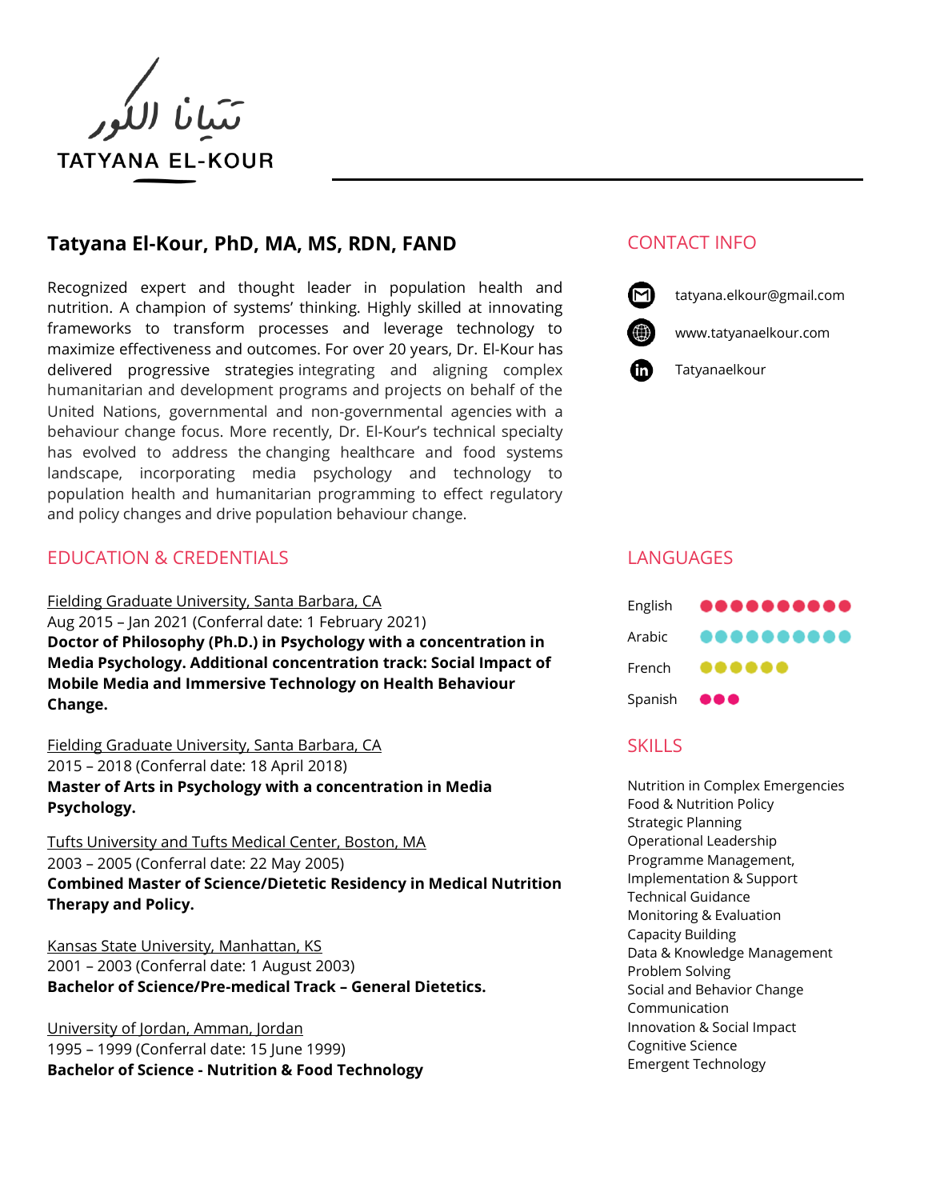تتيانا الكور

TATYANA EL-KOUR

## Tatyana El-Kour, PhD, MA, MS, RDN, FAND

Recognized expert and thought leader in population health and nutrition. A champion of systems' thinking. Highly skilled at innovating frameworks to transform processes and leverage technology to maximize effectiveness and outcomes. For over 20 years, Dr. El-Kour has delivered progressive strategies integrating and aligning complex humanitarian and development programs and projects on behalf of the United Nations, governmental and non-governmental agencies with a behaviour change focus. More recently, Dr. El-Kour's technical specialty has evolved to address the changing healthcare and food systems landscape, incorporating media psychology and technology to population health and humanitarian programming to effect regulatory and policy changes and drive population behaviour change.

## EDUCATION & CREDENTIALS

Fielding Graduate University, Santa Barbara, CA
Aug 2015 – Jan 2021 (Conferral date: 1 February 2021)
**Doctor of Philosophy (Ph.D.) in Psychology with a concentration in Media Psychology. Additional concentration track: Social Impact of Mobile Media and Immersive Technology on Health Behaviour Change.**

Fielding Graduate University, Santa Barbara, CA
2015 – 2018 (Conferral date: 18 April 2018)
**Master of Arts in Psychology with a concentration in Media Psychology.**

Tufts University and Tufts Medical Center, Boston, MA
2003 – 2005 (Conferral date: 22 May 2005)
**Combined Master of Science/Dietetic Residency in Medical Nutrition Therapy and Policy.**

Kansas State University, Manhattan, KS
2001 – 2003 (Conferral date: 1 August 2003)
**Bachelor of Science/Pre-medical Track – General Dietetics.**

University of Jordan, Amman, Jordan
1995 – 1999 (Conferral date: 15 June 1999)
**Bachelor of Science - Nutrition & Food Technology**

## CONTACT INFO

- tatyana.elkour@gmail.com
- www.tatyanaelkour.com
- Tatyanaelkour

## LANGUAGES

- English ●●●●●●●●●●
- Arabic ●●●●●●●●●●
- French ●●●●●●
- Spanish ●●●

## SKILLS

- Nutrition in Complex Emergencies
- Food & Nutrition Policy
- Strategic Planning
- Operational Leadership
- Programme Management, Implementation & Support
- Technical Guidance
- Monitoring & Evaluation
- Capacity Building
- Data & Knowledge Management
- Problem Solving
- Social and Behavior Change Communication
- Innovation & Social Impact
- Cognitive Science
- Emergent Technology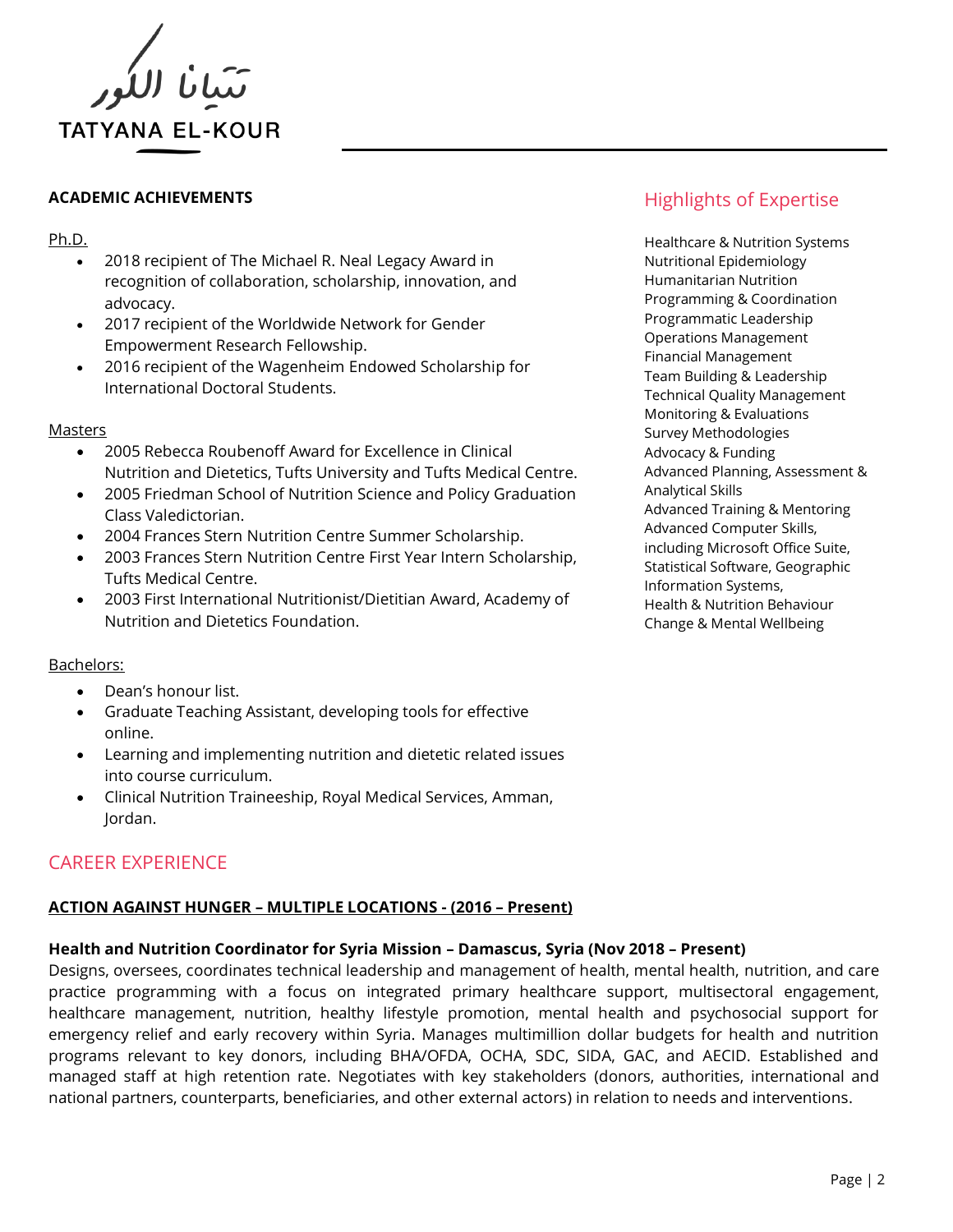تتيانا الكور

TATYANA EL-KOUR

## ACADEMIC ACHIEVEMENTS

Ph.D.

- 2018 recipient of The Michael R. Neal Legacy Award in recognition of collaboration, scholarship, innovation, and advocacy.
- 2017 recipient of the Worldwide Network for Gender Empowerment Research Fellowship.
- 2016 recipient of the Wagenheim Endowed Scholarship for International Doctoral Students.

Masters

- 2005 Rebecca Roubenoff Award for Excellence in Clinical Nutrition and Dietetics, Tufts University and Tufts Medical Centre.
- 2005 Friedman School of Nutrition Science and Policy Graduation Class Valedictorian.
- 2004 Frances Stern Nutrition Centre Summer Scholarship.
- 2003 Frances Stern Nutrition Centre First Year Intern Scholarship, Tufts Medical Centre.
- 2003 First International Nutritionist/Dietitian Award, Academy of Nutrition and Dietetics Foundation.

Bachelors:

- Dean's honour list.
- Graduate Teaching Assistant, developing tools for effective online.
- Learning and implementing nutrition and dietetic related issues into course curriculum.
- Clinical Nutrition Traineeship, Royal Medical Services, Amman, Jordan.

## Highlights of Expertise

Healthcare & Nutrition Systems
Nutritional Epidemiology
Humanitarian Nutrition
Programming & Coordination
Programmatic Leadership
Operations Management
Financial Management
Team Building & Leadership
Technical Quality Management
Monitoring & Evaluations
Survey Methodologies
Advocacy & Funding
Advanced Planning, Assessment & Analytical Skills
Advanced Training & Mentoring
Advanced Computer Skills, including Microsoft Office Suite, Statistical Software, Geographic Information Systems,
Health & Nutrition Behaviour Change & Mental Wellbeing

## CAREER EXPERIENCE

### ACTION AGAINST HUNGER – MULTIPLE LOCATIONS - (2016 – Present)

**Health and Nutrition Coordinator for Syria Mission – Damascus, Syria (Nov 2018 – Present)**

Designs, oversees, coordinates technical leadership and management of health, mental health, nutrition, and care practice programming with a focus on integrated primary healthcare support, multisectoral engagement, healthcare management, nutrition, healthy lifestyle promotion, mental health and psychosocial support for emergency relief and early recovery within Syria. Manages multimillion dollar budgets for health and nutrition programs relevant to key donors, including BHA/OFDA, OCHA, SDC, SIDA, GAC, and AECID. Established and managed staff at high retention rate. Negotiates with key stakeholders (donors, authorities, international and national partners, counterparts, beneficiaries, and other external actors) in relation to needs and interventions.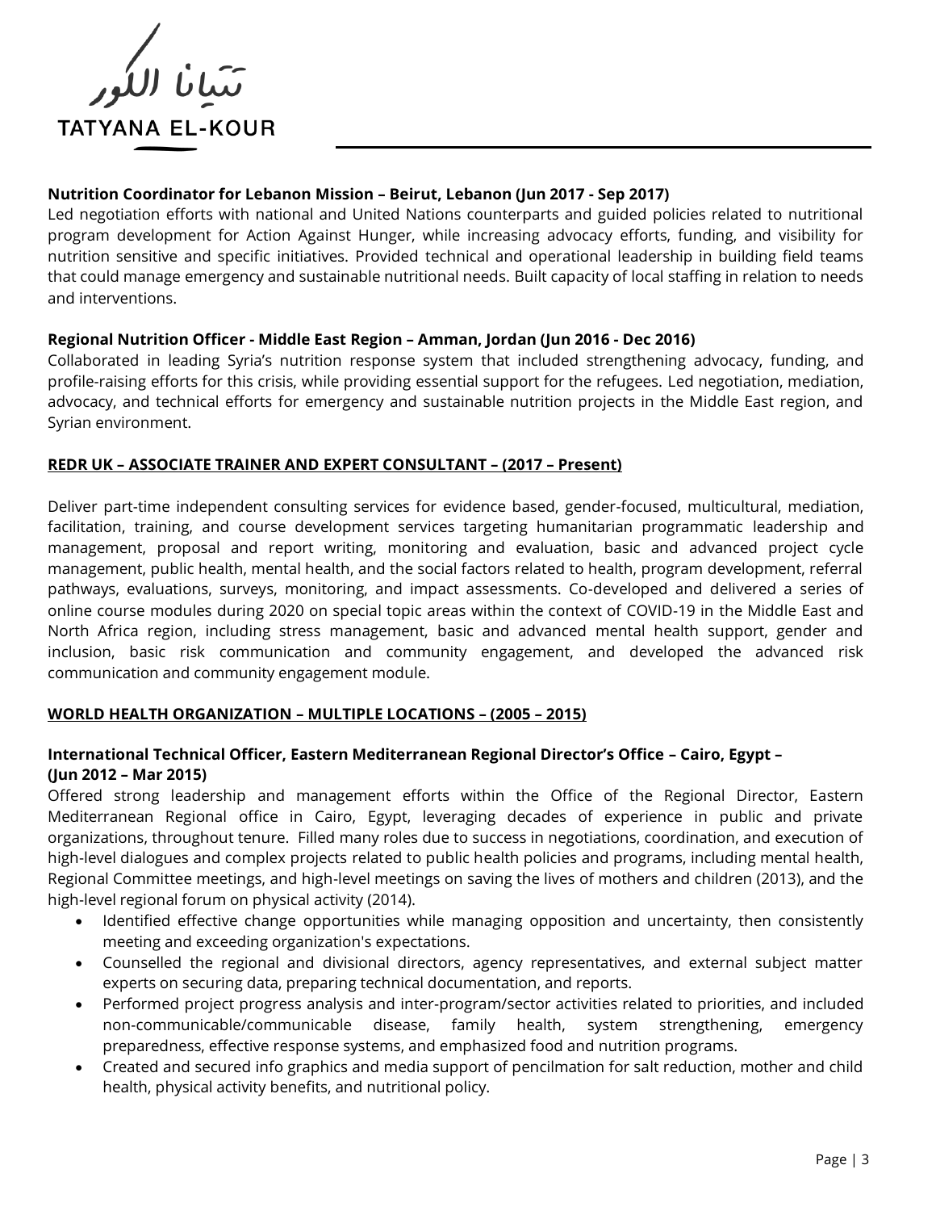**Nutrition Coordinator for Lebanon Mission – Beirut, Lebanon (Jun 2017 - Sep 2017)**

Led negotiation efforts with national and United Nations counterparts and guided policies related to nutritional program development for Action Against Hunger, while increasing advocacy efforts, funding, and visibility for nutrition sensitive and specific initiatives. Provided technical and operational leadership in building field teams that could manage emergency and sustainable nutritional needs. Built capacity of local staffing in relation to needs and interventions.

**Regional Nutrition Officer - Middle East Region – Amman, Jordan (Jun 2016 - Dec 2016)**

Collaborated in leading Syria's nutrition response system that included strengthening advocacy, funding, and profile-raising efforts for this crisis, while providing essential support for the refugees. Led negotiation, mediation, advocacy, and technical efforts for emergency and sustainable nutrition projects in the Middle East region, and Syrian environment.

**REDR UK – ASSOCIATE TRAINER AND EXPERT CONSULTANT – (2017 – Present)**

Deliver part-time independent consulting services for evidence based, gender-focused, multicultural, mediation, facilitation, training, and course development services targeting humanitarian programmatic leadership and management, proposal and report writing, monitoring and evaluation, basic and advanced project cycle management, public health, mental health, and the social factors related to health, program development, referral pathways, evaluations, surveys, monitoring, and impact assessments. Co-developed and delivered a series of online course modules during 2020 on special topic areas within the context of COVID-19 in the Middle East and North Africa region, including stress management, basic and advanced mental health support, gender and inclusion, basic risk communication and community engagement, and developed the advanced risk communication and community engagement module.

**WORLD HEALTH ORGANIZATION – MULTIPLE LOCATIONS – (2005 – 2015)**

**International Technical Officer, Eastern Mediterranean Regional Director's Office – Cairo, Egypt – (Jun 2012 – Mar 2015)**

Offered strong leadership and management efforts within the Office of the Regional Director, Eastern Mediterranean Regional office in Cairo, Egypt, leveraging decades of experience in public and private organizations, throughout tenure. Filled many roles due to success in negotiations, coordination, and execution of high-level dialogues and complex projects related to public health policies and programs, including mental health, Regional Committee meetings, and high-level meetings on saving the lives of mothers and children (2013), and the high-level regional forum on physical activity (2014).

- Identified effective change opportunities while managing opposition and uncertainty, then consistently meeting and exceeding organization's expectations.
- Counselled the regional and divisional directors, agency representatives, and external subject matter experts on securing data, preparing technical documentation, and reports.
- Performed project progress analysis and inter-program/sector activities related to priorities, and included non-communicable/communicable disease, family health, system strengthening, emergency preparedness, effective response systems, and emphasized food and nutrition programs.
- Created and secured info graphics and media support of pencilmation for salt reduction, mother and child health, physical activity benefits, and nutritional policy.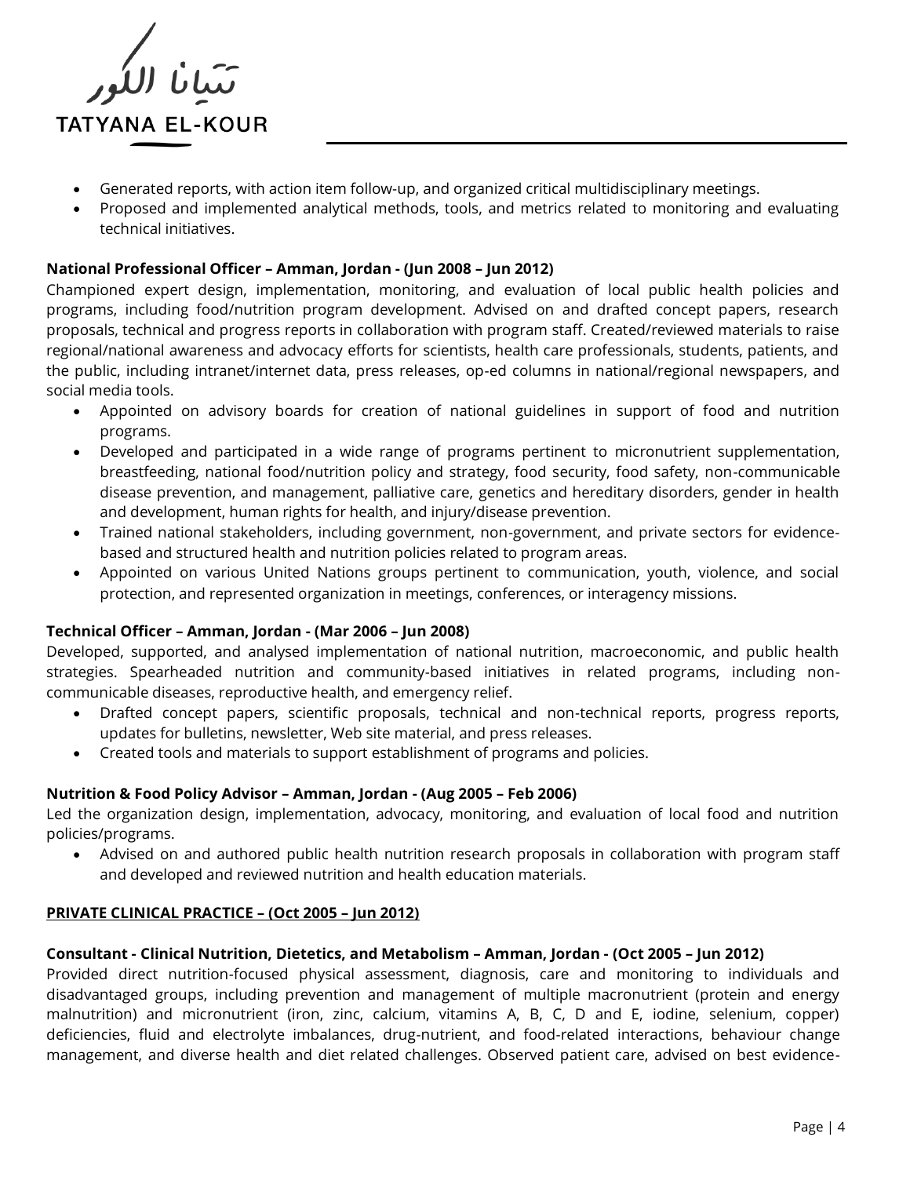- Generated reports, with action item follow-up, and organized critical multidisciplinary meetings.
- Proposed and implemented analytical methods, tools, and metrics related to monitoring and evaluating technical initiatives.

**National Professional Officer – Amman, Jordan - (Jun 2008 – Jun 2012)**

Championed expert design, implementation, monitoring, and evaluation of local public health policies and programs, including food/nutrition program development. Advised on and drafted concept papers, research proposals, technical and progress reports in collaboration with program staff. Created/reviewed materials to raise regional/national awareness and advocacy efforts for scientists, health care professionals, students, patients, and the public, including intranet/internet data, press releases, op-ed columns in national/regional newspapers, and social media tools.

- Appointed on advisory boards for creation of national guidelines in support of food and nutrition programs.
- Developed and participated in a wide range of programs pertinent to micronutrient supplementation, breastfeeding, national food/nutrition policy and strategy, food security, food safety, non-communicable disease prevention, and management, palliative care, genetics and hereditary disorders, gender in health and development, human rights for health, and injury/disease prevention.
- Trained national stakeholders, including government, non-government, and private sectors for evidence-based and structured health and nutrition policies related to program areas.
- Appointed on various United Nations groups pertinent to communication, youth, violence, and social protection, and represented organization in meetings, conferences, or interagency missions.

**Technical Officer – Amman, Jordan - (Mar 2006 – Jun 2008)**

Developed, supported, and analysed implementation of national nutrition, macroeconomic, and public health strategies. Spearheaded nutrition and community-based initiatives in related programs, including non-communicable diseases, reproductive health, and emergency relief.

- Drafted concept papers, scientific proposals, technical and non-technical reports, progress reports, updates for bulletins, newsletter, Web site material, and press releases.
- Created tools and materials to support establishment of programs and policies.

**Nutrition & Food Policy Advisor – Amman, Jordan - (Aug 2005 – Feb 2006)**

Led the organization design, implementation, advocacy, monitoring, and evaluation of local food and nutrition policies/programs.

- Advised on and authored public health nutrition research proposals in collaboration with program staff and developed and reviewed nutrition and health education materials.

**PRIVATE CLINICAL PRACTICE – (Oct 2005 – Jun 2012)**

**Consultant - Clinical Nutrition, Dietetics, and Metabolism – Amman, Jordan - (Oct 2005 – Jun 2012)**

Provided direct nutrition-focused physical assessment, diagnosis, care and monitoring to individuals and disadvantaged groups, including prevention and management of multiple macronutrient (protein and energy malnutrition) and micronutrient (iron, zinc, calcium, vitamins A, B, C, D and E, iodine, selenium, copper) deficiencies, fluid and electrolyte imbalances, drug-nutrient, and food-related interactions, behaviour change management, and diverse health and diet related challenges. Observed patient care, advised on best evidence-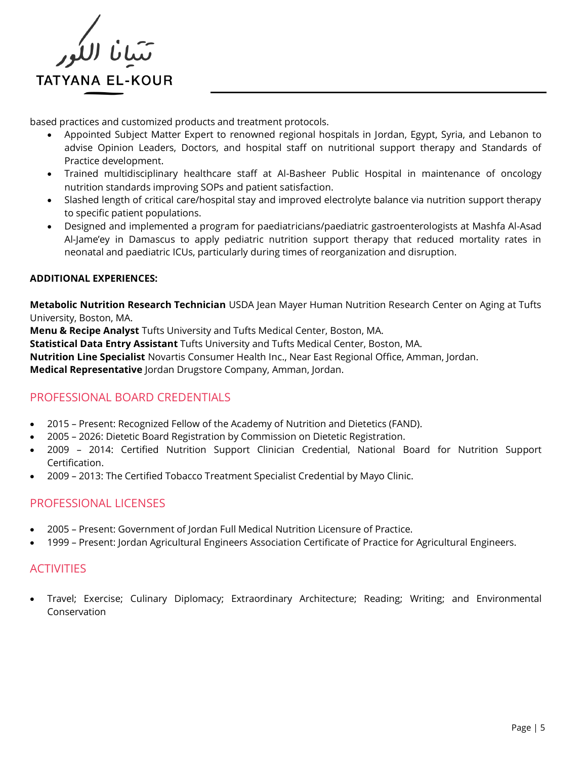based practices and customized products and treatment protocols.

- Appointed Subject Matter Expert to renowned regional hospitals in Jordan, Egypt, Syria, and Lebanon to advise Opinion Leaders, Doctors, and hospital staff on nutritional support therapy and Standards of Practice development.
- Trained multidisciplinary healthcare staff at Al-Basheer Public Hospital in maintenance of oncology nutrition standards improving SOPs and patient satisfaction.
- Slashed length of critical care/hospital stay and improved electrolyte balance via nutrition support therapy to specific patient populations.
- Designed and implemented a program for paediatricians/paediatric gastroenterologists at Mashfa Al-Asad Al-Jame'ey in Damascus to apply pediatric nutrition support therapy that reduced mortality rates in neonatal and paediatric ICUs, particularly during times of reorganization and disruption.

**ADDITIONAL EXPERIENCES:**

**Metabolic Nutrition Research Technician** USDA Jean Mayer Human Nutrition Research Center on Aging at Tufts University, Boston, MA.
**Menu & Recipe Analyst** Tufts University and Tufts Medical Center, Boston, MA.
**Statistical Data Entry Assistant** Tufts University and Tufts Medical Center, Boston, MA.
**Nutrition Line Specialist** Novartis Consumer Health Inc., Near East Regional Office, Amman, Jordan.
**Medical Representative** Jordan Drugstore Company, Amman, Jordan.

## PROFESSIONAL BOARD CREDENTIALS

- 2015 – Present: Recognized Fellow of the Academy of Nutrition and Dietetics (FAND).
- 2005 – 2026: Dietetic Board Registration by Commission on Dietetic Registration.
- 2009 – 2014: Certified Nutrition Support Clinician Credential, National Board for Nutrition Support Certification.
- 2009 – 2013: The Certified Tobacco Treatment Specialist Credential by Mayo Clinic.

## PROFESSIONAL LICENSES

- 2005 – Present: Government of Jordan Full Medical Nutrition Licensure of Practice.
- 1999 – Present: Jordan Agricultural Engineers Association Certificate of Practice for Agricultural Engineers.

## ACTIVITIES

- Travel; Exercise; Culinary Diplomacy; Extraordinary Architecture; Reading; Writing; and Environmental Conservation